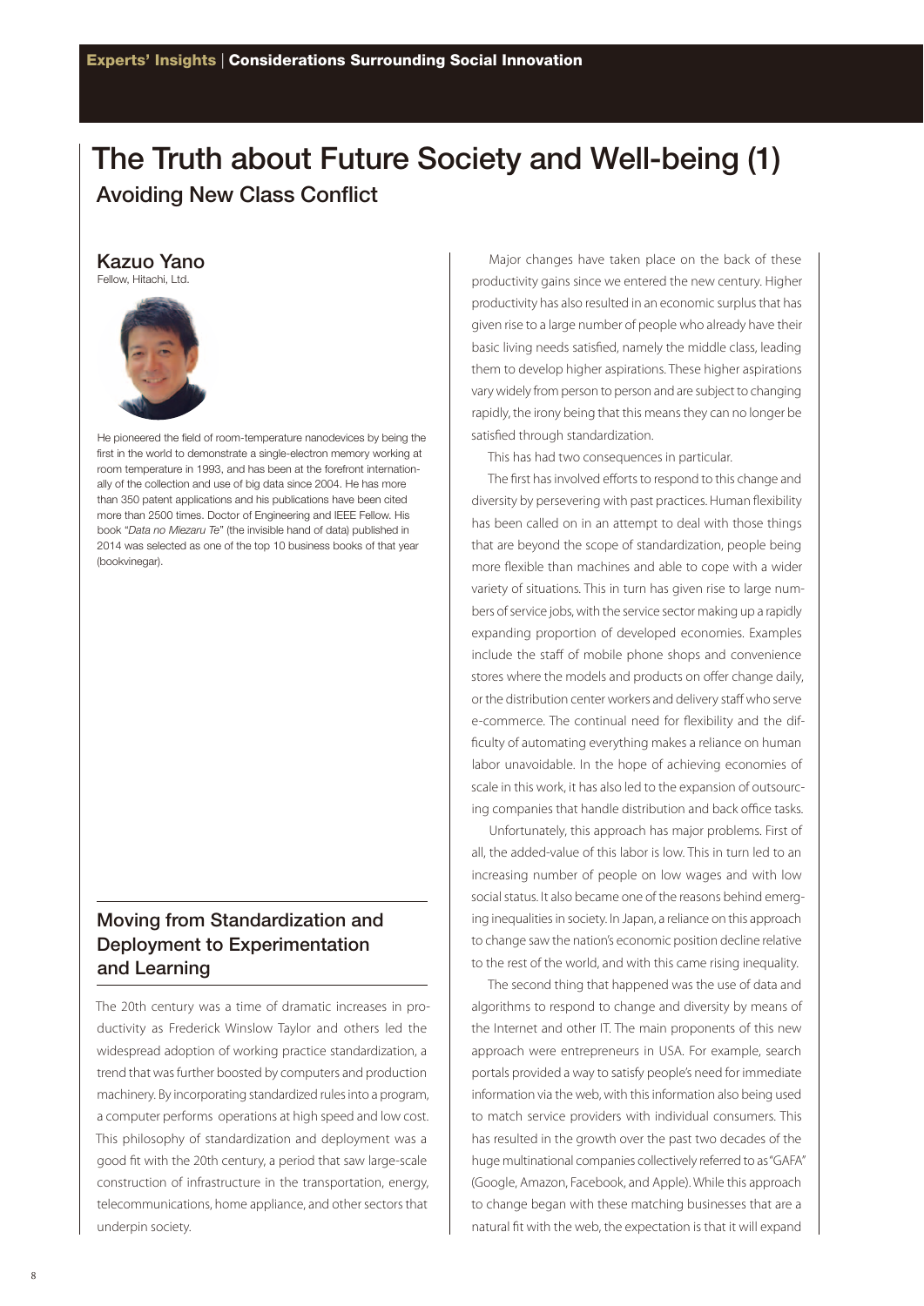# The Truth about Future Society and Well-being (1)

## Avoiding New Class Conflict

**Kazuo Yano**
Fellow, Hitachi, Ltd.

He pioneered the field of room-temperature nanodevices by being the first in the world to demonstrate a single-electron memory working at room temperature in 1993, and has been at the forefront internationally of the collection and use of big data since 2004. He has more than 350 patent applications and his publications have been cited more than 2500 times. Doctor of Engineering and IEEE Fellow. His book "*Data no Miezaru Te*" (the invisible hand of data) published in 2014 was selected as one of the top 10 business books of that year (bookvinegar).

## Moving from Standardization and Deployment to Experimentation and Learning

The 20th century was a time of dramatic increases in productivity as Frederick Winslow Taylor and others led the widespread adoption of working practice standardization, a trend that was further boosted by computers and production machinery. By incorporating standardized rules into a program, a computer performs operations at high speed and low cost. This philosophy of standardization and deployment was a good fit with the 20th century, a period that saw large-scale construction of infrastructure in the transportation, energy, telecommunications, home appliance, and other sectors that underpin society.

Major changes have taken place on the back of these productivity gains since we entered the new century. Higher productivity has also resulted in an economic surplus that has given rise to a large number of people who already have their basic living needs satisfied, namely the middle class, leading them to develop higher aspirations. These higher aspirations vary widely from person to person and are subject to changing rapidly, the irony being that this means they can no longer be satisfied through standardization.

This has had two consequences in particular.

The first has involved efforts to respond to this change and diversity by persevering with past practices. Human flexibility has been called on in an attempt to deal with those things that are beyond the scope of standardization, people being more flexible than machines and able to cope with a wider variety of situations. This in turn has given rise to large numbers of service jobs, with the service sector making up a rapidly expanding proportion of developed economies. Examples include the staff of mobile phone shops and convenience stores where the models and products on offer change daily, or the distribution center workers and delivery staff who serve e-commerce. The continual need for flexibility and the difficulty of automating everything makes a reliance on human labor unavoidable. In the hope of achieving economies of scale in this work, it has also led to the expansion of outsourcing companies that handle distribution and back office tasks.

Unfortunately, this approach has major problems. First of all, the added-value of this labor is low. This in turn led to an increasing number of people on low wages and with low social status. It also became one of the reasons behind emerging inequalities in society. In Japan, a reliance on this approach to change saw the nation's economic position decline relative to the rest of the world, and with this came rising inequality.

The second thing that happened was the use of data and algorithms to respond to change and diversity by means of the Internet and other IT. The main proponents of this new approach were entrepreneurs in USA. For example, search portals provided a way to satisfy people's need for immediate information via the web, with this information also being used to match service providers with individual consumers. This has resulted in the growth over the past two decades of the huge multinational companies collectively referred to as "GAFA" (Google, Amazon, Facebook, and Apple). While this approach to change began with these matching businesses that are a natural fit with the web, the expectation is that it will expand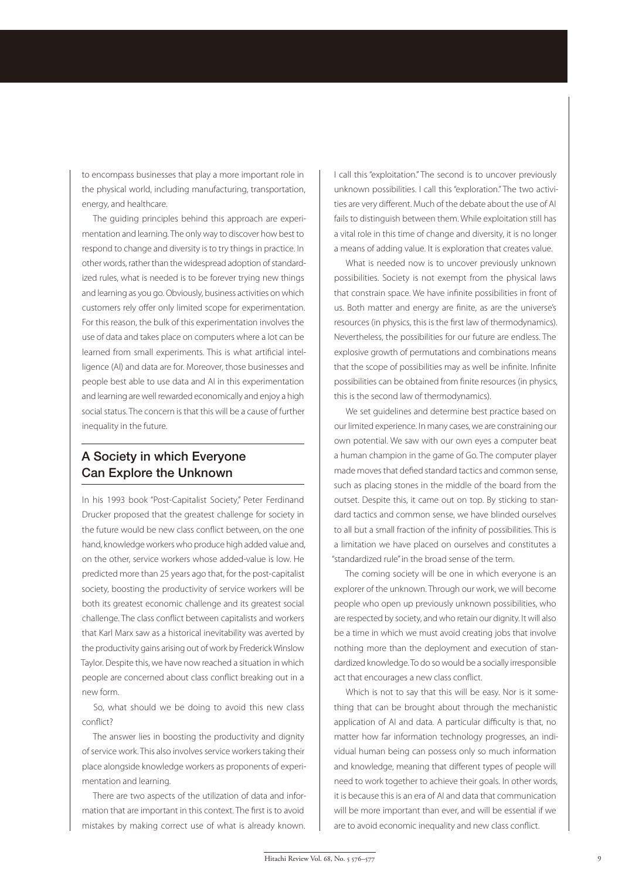to encompass businesses that play a more important role in the physical world, including manufacturing, transportation, energy, and healthcare.

The guiding principles behind this approach are experimentation and learning. The only way to discover how best to respond to change and diversity is to try things in practice. In other words, rather than the widespread adoption of standardized rules, what is needed is to be forever trying new things and learning as you go. Obviously, business activities on which customers rely offer only limited scope for experimentation. For this reason, the bulk of this experimentation involves the use of data and takes place on computers where a lot can be learned from small experiments. This is what artificial intelligence (AI) and data are for. Moreover, those businesses and people best able to use data and AI in this experimentation and learning are well rewarded economically and enjoy a high social status. The concern is that this will be a cause of further inequality in the future.

## A Society in which Everyone Can Explore the Unknown

In his 1993 book "Post-Capitalist Society," Peter Ferdinand Drucker proposed that the greatest challenge for society in the future would be new class conflict between, on the one hand, knowledge workers who produce high added value and, on the other, service workers whose added-value is low. He predicted more than 25 years ago that, for the post-capitalist society, boosting the productivity of service workers will be both its greatest economic challenge and its greatest social challenge. The class conflict between capitalists and workers that Karl Marx saw as a historical inevitability was averted by the productivity gains arising out of work by Frederick Winslow Taylor. Despite this, we have now reached a situation in which people are concerned about class conflict breaking out in a new form.

So, what should we be doing to avoid this new class conflict?

The answer lies in boosting the productivity and dignity of service work. This also involves service workers taking their place alongside knowledge workers as proponents of experimentation and learning.

There are two aspects of the utilization of data and information that are important in this context. The first is to avoid mistakes by making correct use of what is already known. I call this "exploitation." The second is to uncover previously unknown possibilities. I call this "exploration." The two activities are very different. Much of the debate about the use of AI fails to distinguish between them. While exploitation still has a vital role in this time of change and diversity, it is no longer a means of adding value. It is exploration that creates value.

What is needed now is to uncover previously unknown possibilities. Society is not exempt from the physical laws that constrain space. We have infinite possibilities in front of us. Both matter and energy are finite, as are the universe's resources (in physics, this is the first law of thermodynamics). Nevertheless, the possibilities for our future are endless. The explosive growth of permutations and combinations means that the scope of possibilities may as well be infinite. Infinite possibilities can be obtained from finite resources (in physics, this is the second law of thermodynamics).

We set guidelines and determine best practice based on our limited experience. In many cases, we are constraining our own potential. We saw with our own eyes a computer beat a human champion in the game of Go. The computer player made moves that defied standard tactics and common sense, such as placing stones in the middle of the board from the outset. Despite this, it came out on top. By sticking to standard tactics and common sense, we have blinded ourselves to all but a small fraction of the infinity of possibilities. This is a limitation we have placed on ourselves and constitutes a "standardized rule" in the broad sense of the term.

The coming society will be one in which everyone is an explorer of the unknown. Through our work, we will become people who open up previously unknown possibilities, who are respected by society, and who retain our dignity. It will also be a time in which we must avoid creating jobs that involve nothing more than the deployment and execution of standardized knowledge. To do so would be a socially irresponsible act that encourages a new class conflict.

Which is not to say that this will be easy. Nor is it something that can be brought about through the mechanistic application of AI and data. A particular difficulty is that, no matter how far information technology progresses, an individual human being can possess only so much information and knowledge, meaning that different types of people will need to work together to achieve their goals. In other words, it is because this is an era of AI and data that communication will be more important than ever, and will be essential if we are to avoid economic inequality and new class conflict.